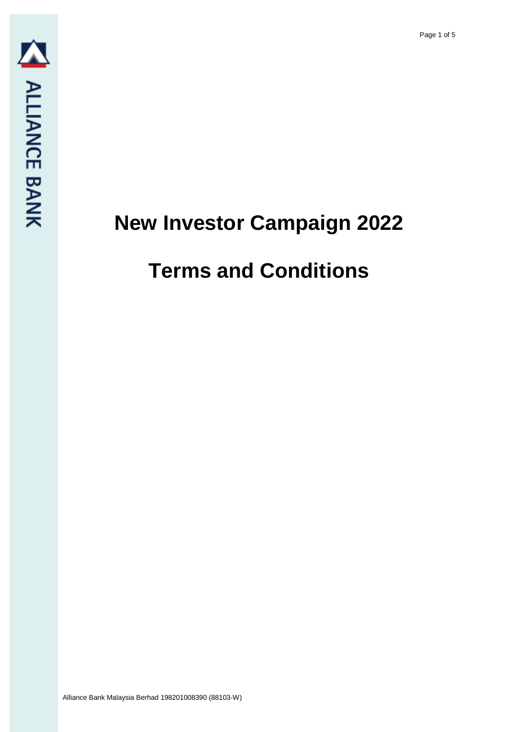# New Investor Campaign 2022

# Terms and Conditions

Alliance Bank Malaysia Berhad 198201008390 (88103-W)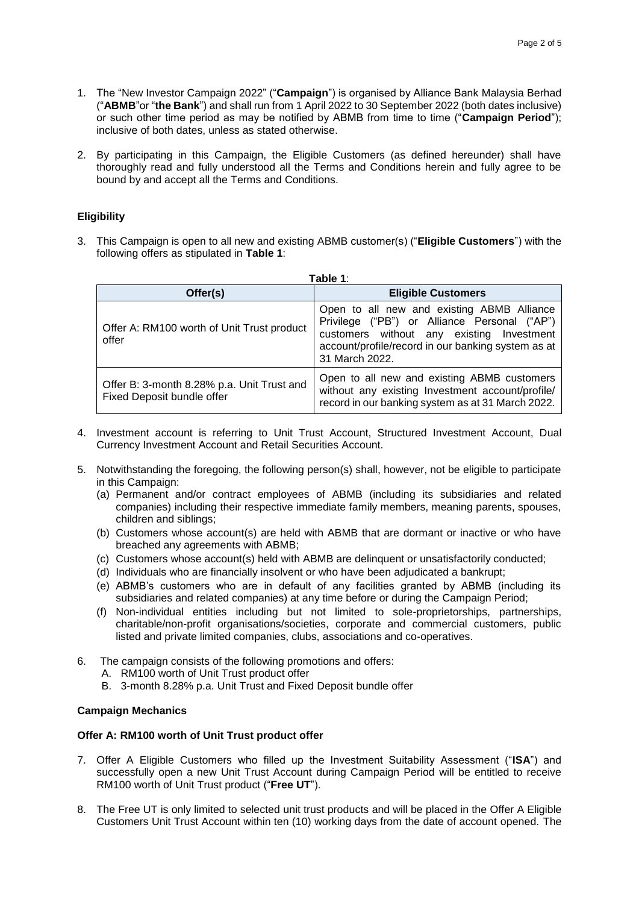1. The "New Investor Campaign 2022" ("**Campaign**") is organised by Alliance Bank Malaysia Berhad ("**ABMB**"or "**the Bank**") and shall run from 1 April 2022 to 30 September 2022 (both dates inclusive) or such other time period as may be notified by ABMB from time to time ("**Campaign Period**"); inclusive of both dates, unless as stated otherwise.

2. By participating in this Campaign, the Eligible Customers (as defined hereunder) shall have thoroughly read and fully understood all the Terms and Conditions herein and fully agree to be bound by and accept all the Terms and Conditions.

**Eligibility**

3. This Campaign is open to all new and existing ABMB customer(s) ("**Eligible Customers**") with the following offers as stipulated in **Table 1**:

**Table 1**:

| Offer(s) | Eligible Customers |
|---|---|
| Offer A: RM100 worth of Unit Trust product offer | Open to all new and existing ABMB Alliance Privilege ("PB") or Alliance Personal ("AP") customers without any existing Investment account/profile/record in our banking system as at 31 March 2022. |
| Offer B: 3-month 8.28% p.a. Unit Trust and Fixed Deposit bundle offer | Open to all new and existing ABMB customers without any existing Investment account/profile/ record in our banking system as at 31 March 2022. |

4. Investment account is referring to Unit Trust Account, Structured Investment Account, Dual Currency Investment Account and Retail Securities Account.

5. Notwithstanding the foregoing, the following person(s) shall, however, not be eligible to participate in this Campaign:
   (a) Permanent and/or contract employees of ABMB (including its subsidiaries and related companies) including their respective immediate family members, meaning parents, spouses, children and siblings;
   (b) Customers whose account(s) are held with ABMB that are dormant or inactive or who have breached any agreements with ABMB;
   (c) Customers whose account(s) held with ABMB are delinquent or unsatisfactorily conducted;
   (d) Individuals who are financially insolvent or who have been adjudicated a bankrupt;
   (e) ABMB's customers who are in default of any facilities granted by ABMB (including its subsidiaries and related companies) at any time before or during the Campaign Period;
   (f) Non-individual entities including but not limited to sole-proprietorships, partnerships, charitable/non-profit organisations/societies, corporate and commercial customers, public listed and private limited companies, clubs, associations and co-operatives.

6. The campaign consists of the following promotions and offers:
   A. RM100 worth of Unit Trust product offer
   B. 3-month 8.28% p.a. Unit Trust and Fixed Deposit bundle offer

**Campaign Mechanics**

**Offer A: RM100 worth of Unit Trust product offer**

7. Offer A Eligible Customers who filled up the Investment Suitability Assessment ("**ISA**") and successfully open a new Unit Trust Account during Campaign Period will be entitled to receive RM100 worth of Unit Trust product ("**Free UT**").

8. The Free UT is only limited to selected unit trust products and will be placed in the Offer A Eligible Customers Unit Trust Account within ten (10) working days from the date of account opened. The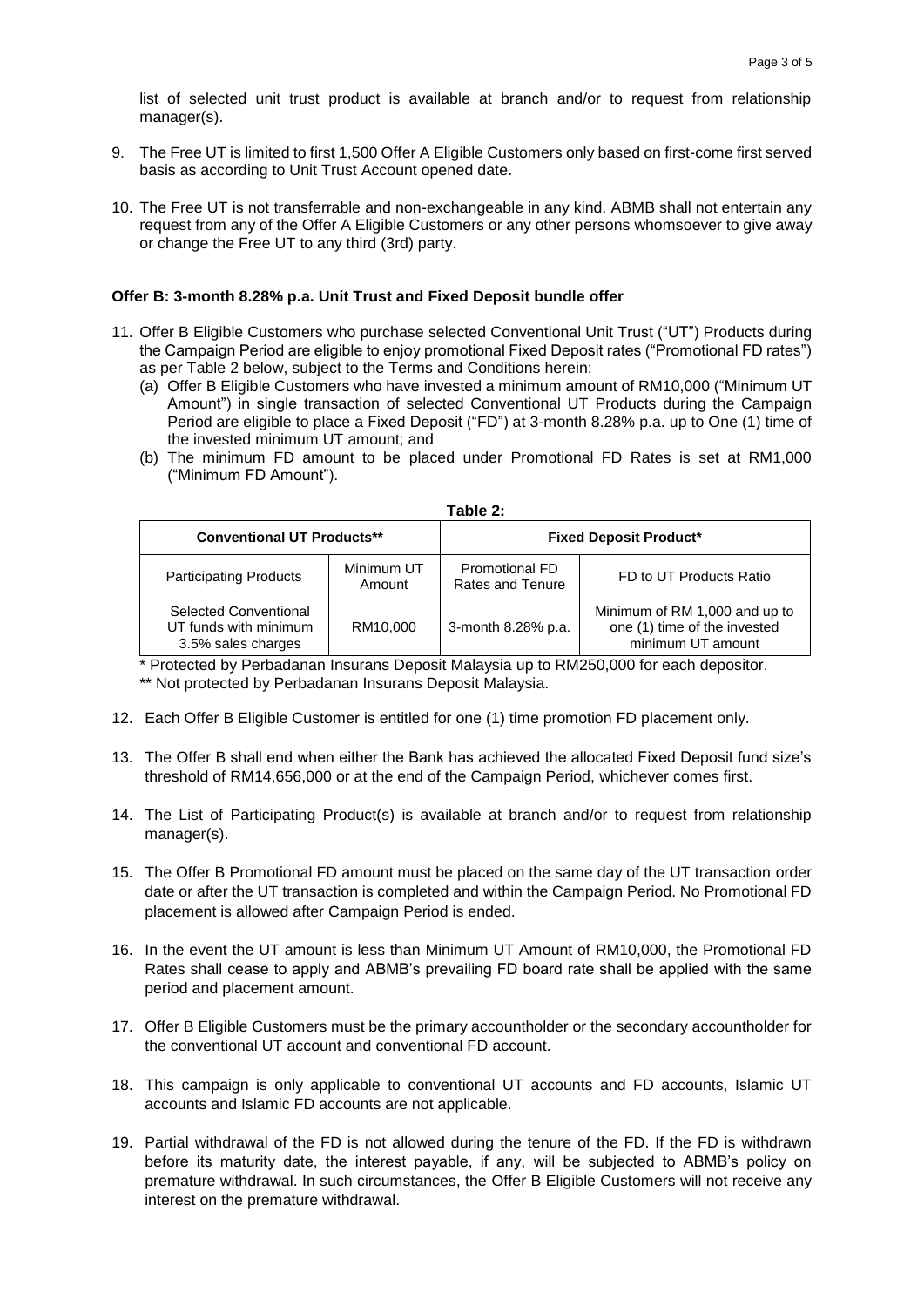list of selected unit trust product is available at branch and/or to request from relationship manager(s).

9. The Free UT is limited to first 1,500 Offer A Eligible Customers only based on first-come first served basis as according to Unit Trust Account opened date.

10. The Free UT is not transferrable and non-exchangeable in any kind. ABMB shall not entertain any request from any of the Offer A Eligible Customers or any other persons whomsoever to give away or change the Free UT to any third (3rd) party.

**Offer B: 3-month 8.28% p.a. Unit Trust and Fixed Deposit bundle offer**

11. Offer B Eligible Customers who purchase selected Conventional Unit Trust ("UT") Products during the Campaign Period are eligible to enjoy promotional Fixed Deposit rates ("Promotional FD rates") as per Table 2 below, subject to the Terms and Conditions herein:
    (a) Offer B Eligible Customers who have invested a minimum amount of RM10,000 ("Minimum UT Amount") in single transaction of selected Conventional UT Products during the Campaign Period are eligible to place a Fixed Deposit ("FD") at 3-month 8.28% p.a. up to One (1) time of the invested minimum UT amount; and
    (b) The minimum FD amount to be placed under Promotional FD Rates is set at RM1,000 ("Minimum FD Amount").

**Table 2:**

| Conventional UT Products** | | Fixed Deposit Product* | |
|---|---|---|---|
| Participating Products | Minimum UT Amount | Promotional FD Rates and Tenure | FD to UT Products Ratio |
| Selected Conventional UT funds with minimum 3.5% sales charges | RM10,000 | 3-month 8.28% p.a. | Minimum of RM 1,000 and up to one (1) time of the invested minimum UT amount |

\* Protected by Perbadanan Insurans Deposit Malaysia up to RM250,000 for each depositor.
** Not protected by Perbadanan Insurans Deposit Malaysia.

12. Each Offer B Eligible Customer is entitled for one (1) time promotion FD placement only.

13. The Offer B shall end when either the Bank has achieved the allocated Fixed Deposit fund size's threshold of RM14,656,000 or at the end of the Campaign Period, whichever comes first.

14. The List of Participating Product(s) is available at branch and/or to request from relationship manager(s).

15. The Offer B Promotional FD amount must be placed on the same day of the UT transaction order date or after the UT transaction is completed and within the Campaign Period. No Promotional FD placement is allowed after Campaign Period is ended.

16. In the event the UT amount is less than Minimum UT Amount of RM10,000, the Promotional FD Rates shall cease to apply and ABMB's prevailing FD board rate shall be applied with the same period and placement amount.

17. Offer B Eligible Customers must be the primary accountholder or the secondary accountholder for the conventional UT account and conventional FD account.

18. This campaign is only applicable to conventional UT accounts and FD accounts, Islamic UT accounts and Islamic FD accounts are not applicable.

19. Partial withdrawal of the FD is not allowed during the tenure of the FD. If the FD is withdrawn before its maturity date, the interest payable, if any, will be subjected to ABMB's policy on premature withdrawal. In such circumstances, the Offer B Eligible Customers will not receive any interest on the premature withdrawal.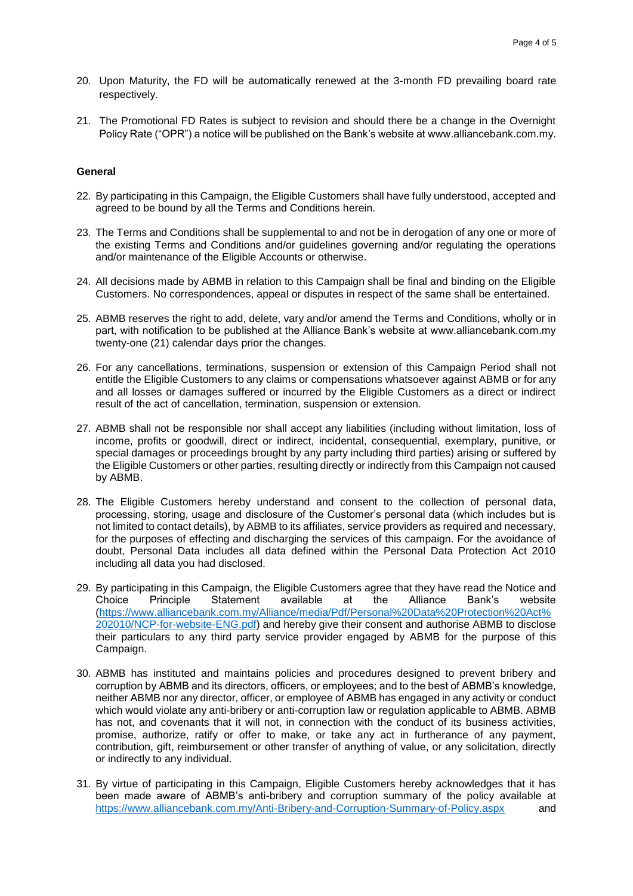20. Upon Maturity, the FD will be automatically renewed at the 3-month FD prevailing board rate respectively.

21. The Promotional FD Rates is subject to revision and should there be a change in the Overnight Policy Rate ("OPR") a notice will be published on the Bank's website at www.alliancebank.com.my.

**General**

22. By participating in this Campaign, the Eligible Customers shall have fully understood, accepted and agreed to be bound by all the Terms and Conditions herein.

23. The Terms and Conditions shall be supplemental to and not be in derogation of any one or more of the existing Terms and Conditions and/or guidelines governing and/or regulating the operations and/or maintenance of the Eligible Accounts or otherwise.

24. All decisions made by ABMB in relation to this Campaign shall be final and binding on the Eligible Customers. No correspondences, appeal or disputes in respect of the same shall be entertained.

25. ABMB reserves the right to add, delete, vary and/or amend the Terms and Conditions, wholly or in part, with notification to be published at the Alliance Bank's website at www.alliancebank.com.my twenty-one (21) calendar days prior the changes.

26. For any cancellations, terminations, suspension or extension of this Campaign Period shall not entitle the Eligible Customers to any claims or compensations whatsoever against ABMB or for any and all losses or damages suffered or incurred by the Eligible Customers as a direct or indirect result of the act of cancellation, termination, suspension or extension.

27. ABMB shall not be responsible nor shall accept any liabilities (including without limitation, loss of income, profits or goodwill, direct or indirect, incidental, consequential, exemplary, punitive, or special damages or proceedings brought by any party including third parties) arising or suffered by the Eligible Customers or other parties, resulting directly or indirectly from this Campaign not caused by ABMB.

28. The Eligible Customers hereby understand and consent to the collection of personal data, processing, storing, usage and disclosure of the Customer's personal data (which includes but is not limited to contact details), by ABMB to its affiliates, service providers as required and necessary, for the purposes of effecting and discharging the services of this campaign. For the avoidance of doubt, Personal Data includes all data defined within the Personal Data Protection Act 2010 including all data you had disclosed.

29. By participating in this Campaign, the Eligible Customers agree that they have read the Notice and Choice Principle Statement available at the Alliance Bank's website (https://www.alliancebank.com.my/Alliance/media/Pdf/Personal%20Data%20Protection%20Act%202010/NCP-for-website-ENG.pdf) and hereby give their consent and authorise ABMB to disclose their particulars to any third party service provider engaged by ABMB for the purpose of this Campaign.

30. ABMB has instituted and maintains policies and procedures designed to prevent bribery and corruption by ABMB and its directors, officers, or employees; and to the best of ABMB's knowledge, neither ABMB nor any director, officer, or employee of ABMB has engaged in any activity or conduct which would violate any anti-bribery or anti-corruption law or regulation applicable to ABMB. ABMB has not, and covenants that it will not, in connection with the conduct of its business activities, promise, authorize, ratify or offer to make, or take any act in furtherance of any payment, contribution, gift, reimbursement or other transfer of anything of value, or any solicitation, directly or indirectly to any individual.

31. By virtue of participating in this Campaign, Eligible Customers hereby acknowledges that it has been made aware of ABMB's anti-bribery and corruption summary of the policy available at https://www.alliancebank.com.my/Anti-Bribery-and-Corruption-Summary-of-Policy.aspx and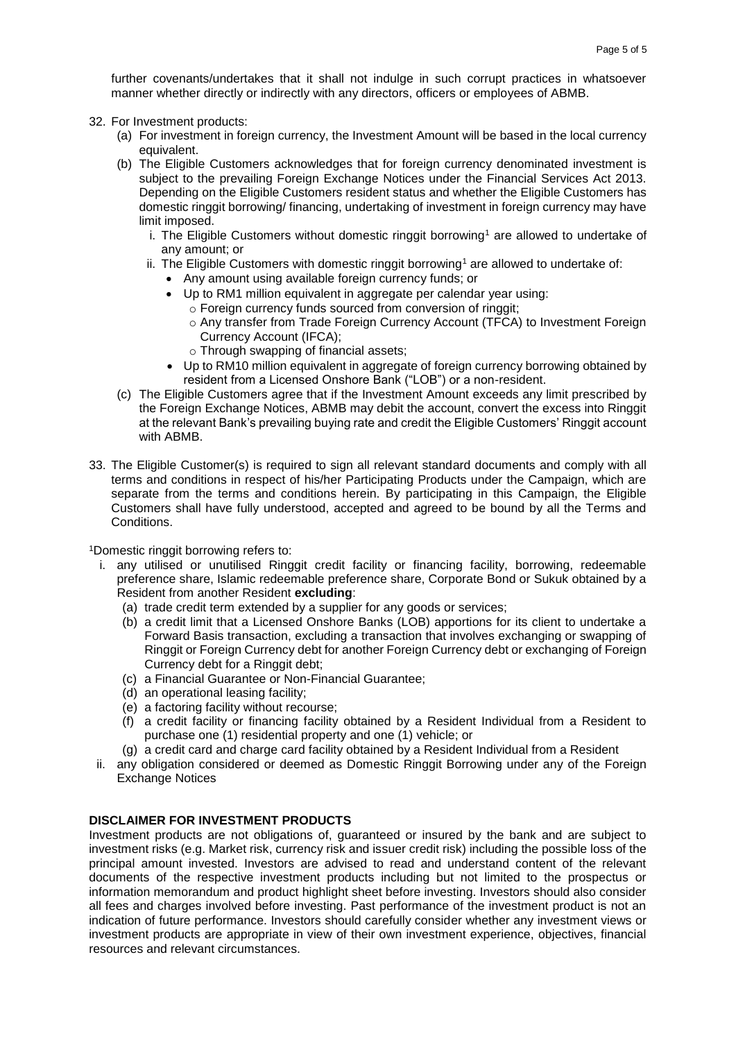further covenants/undertakes that it shall not indulge in such corrupt practices in whatsoever manner whether directly or indirectly with any directors, officers or employees of ABMB.

32. For Investment products:
    (a) For investment in foreign currency, the Investment Amount will be based in the local currency equivalent.
    (b) The Eligible Customers acknowledges that for foreign currency denominated investment is subject to the prevailing Foreign Exchange Notices under the Financial Services Act 2013. Depending on the Eligible Customers resident status and whether the Eligible Customers has domestic ringgit borrowing/ financing, undertaking of investment in foreign currency may have limit imposed.
        i. The Eligible Customers without domestic ringgit borrowing[1] are allowed to undertake of any amount; or
        ii. The Eligible Customers with domestic ringgit borrowing[1] are allowed to undertake of:
            - Any amount using available foreign currency funds; or
            - Up to RM1 million equivalent in aggregate per calendar year using:
                - Foreign currency funds sourced from conversion of ringgit;
                - Any transfer from Trade Foreign Currency Account (TFCA) to Investment Foreign Currency Account (IFCA);
                - Through swapping of financial assets;
            - Up to RM10 million equivalent in aggregate of foreign currency borrowing obtained by resident from a Licensed Onshore Bank ("LOB") or a non-resident.
    (c) The Eligible Customers agree that if the Investment Amount exceeds any limit prescribed by the Foreign Exchange Notices, ABMB may debit the account, convert the excess into Ringgit at the relevant Bank's prevailing buying rate and credit the Eligible Customers' Ringgit account with ABMB.

33. The Eligible Customer(s) is required to sign all relevant standard documents and comply with all terms and conditions in respect of his/her Participating Products under the Campaign, which are separate from the terms and conditions herein. By participating in this Campaign, the Eligible Customers shall have fully understood, accepted and agreed to be bound by all the Terms and Conditions.

[1]Domestic ringgit borrowing refers to:

i. any utilised or unutilised Ringgit credit facility or financing facility, borrowing, redeemable preference share, Islamic redeemable preference share, Corporate Bond or Sukuk obtained by a Resident from another Resident **excluding**:
    (a) trade credit term extended by a supplier for any goods or services;
    (b) a credit limit that a Licensed Onshore Banks (LOB) apportions for its client to undertake a Forward Basis transaction, excluding a transaction that involves exchanging or swapping of Ringgit or Foreign Currency debt for another Foreign Currency debt or exchanging of Foreign Currency debt for a Ringgit debt;
    (c) a Financial Guarantee or Non-Financial Guarantee;
    (d) an operational leasing facility;
    (e) a factoring facility without recourse;
    (f) a credit facility or financing facility obtained by a Resident Individual from a Resident to purchase one (1) residential property and one (1) vehicle; or
    (g) a credit card and charge card facility obtained by a Resident Individual from a Resident

ii. any obligation considered or deemed as Domestic Ringgit Borrowing under any of the Foreign Exchange Notices

**DISCLAIMER FOR INVESTMENT PRODUCTS**

Investment products are not obligations of, guaranteed or insured by the bank and are subject to investment risks (e.g. Market risk, currency risk and issuer credit risk) including the possible loss of the principal amount invested. Investors are advised to read and understand content of the relevant documents of the respective investment products including but not limited to the prospectus or information memorandum and product highlight sheet before investing. Investors should also consider all fees and charges involved before investing. Past performance of the investment product is not an indication of future performance. Investors should carefully consider whether any investment views or investment products are appropriate in view of their own investment experience, objectives, financial resources and relevant circumstances.